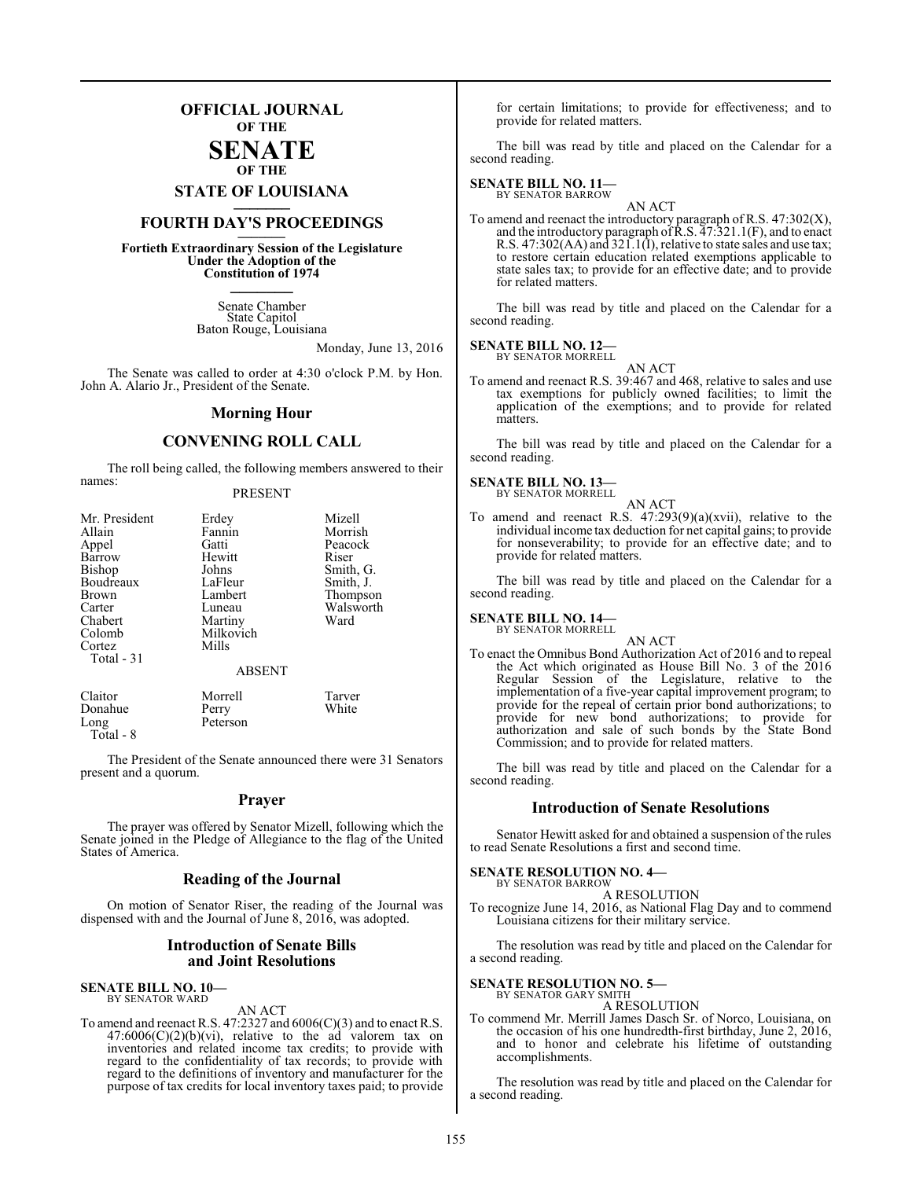# OFFICIAL JOURNAL OF THE SENATE OF THE STATE OF LOUISIANA

## FOURTH DAY'S PROCEEDINGS

**Fortieth Extraordinary Session of the Legislature Under the Adoption of the Constitution of 1974**

Senate Chamber
State Capitol
Baton Rouge, Louisiana

Monday, June 13, 2016

The Senate was called to order at 4:30 o'clock P.M. by Hon. John A. Alario Jr., President of the Senate.

## Morning Hour

## CONVENING ROLL CALL

The roll being called, the following members answered to their names:

PRESENT

| | | |
|---|---|---|
| Mr. President | Erdey | Mizell |
| Allain | Fannin | Morrish |
| Appel | Gatti | Peacock |
| Barrow | Hewitt | Riser |
| Bishop | Johns | Smith, G. |
| Boudreaux | LaFleur | Smith, J. |
| Brown | Lambert | Thompson |
| Carter | Luneau | Walsworth |
| Chabert | Martiny | Ward |
| Colomb | Milkovich | |
| Cortez | Mills | |
| Total - 31 | | |

ABSENT

| | | |
|---|---|---|
| Claitor | Morrell | Tarver |
| Donahue | Perry | White |
| Long | Peterson | |
| Total - 8 | | |

The President of the Senate announced there were 31 Senators present and a quorum.

## Prayer

The prayer was offered by Senator Mizell, following which the Senate joined in the Pledge of Allegiance to the flag of the United States of America.

## Reading of the Journal

On motion of Senator Riser, the reading of the Journal was dispensed with and the Journal of June 8, 2016, was adopted.

## Introduction of Senate Bills and Joint Resolutions

**SENATE BILL NO. 10—**
BY SENATOR WARD

AN ACT

To amend and reenact R.S. 47:2327 and 6006(C)(3) and to enact R.S. 47:6006(C)(2)(b)(vi), relative to the ad valorem tax on inventories and related income tax credits; to provide with regard to the confidentiality of tax records; to provide with regard to the definitions of inventory and manufacturer for the purpose of tax credits for local inventory taxes paid; to provide for certain limitations; to provide for effectiveness; and to provide for related matters.

The bill was read by title and placed on the Calendar for a second reading.

**SENATE BILL NO. 11—**
BY SENATOR BARROW

AN ACT

To amend and reenact the introductory paragraph of R.S. 47:302(X), and the introductory paragraph of R.S. 47:321.1(F), and to enact R.S. 47:302(AA) and 321.1(I), relative to state sales and use tax; to restore certain education related exemptions applicable to state sales tax; to provide for an effective date; and to provide for related matters.

The bill was read by title and placed on the Calendar for a second reading.

**SENATE BILL NO. 12—**
BY SENATOR MORRELL

AN ACT

To amend and reenact R.S. 39:467 and 468, relative to sales and use tax exemptions for publicly owned facilities; to limit the application of the exemptions; and to provide for related matters.

The bill was read by title and placed on the Calendar for a second reading.

**SENATE BILL NO. 13—**
BY SENATOR MORRELL

AN ACT

To amend and reenact R.S. 47:293(9)(a)(xvii), relative to the individual income tax deduction for net capital gains; to provide for nonseverability; to provide for an effective date; and to provide for related matters.

The bill was read by title and placed on the Calendar for a second reading.

**SENATE BILL NO. 14—**
BY SENATOR MORRELL

AN ACT

To enact the Omnibus Bond Authorization Act of 2016 and to repeal the Act which originated as House Bill No. 3 of the 2016 Regular Session of the Legislature, relative to the implementation of a five-year capital improvement program; to provide for the repeal of certain prior bond authorizations; to provide for new bond authorizations; to provide for authorization and sale of such bonds by the State Bond Commission; and to provide for related matters.

The bill was read by title and placed on the Calendar for a second reading.

## Introduction of Senate Resolutions

Senator Hewitt asked for and obtained a suspension of the rules to read Senate Resolutions a first and second time.

**SENATE RESOLUTION NO. 4—**
BY SENATOR BARROW

A RESOLUTION

To recognize June 14, 2016, as National Flag Day and to commend Louisiana citizens for their military service.

The resolution was read by title and placed on the Calendar for a second reading.

**SENATE RESOLUTION NO. 5—**
BY SENATOR GARY SMITH

A RESOLUTION

To commend Mr. Merrill James Dasch Sr. of Norco, Louisiana, on the occasion of his one hundredth-first birthday, June 2, 2016, and to honor and celebrate his lifetime of outstanding accomplishments.

The resolution was read by title and placed on the Calendar for a second reading.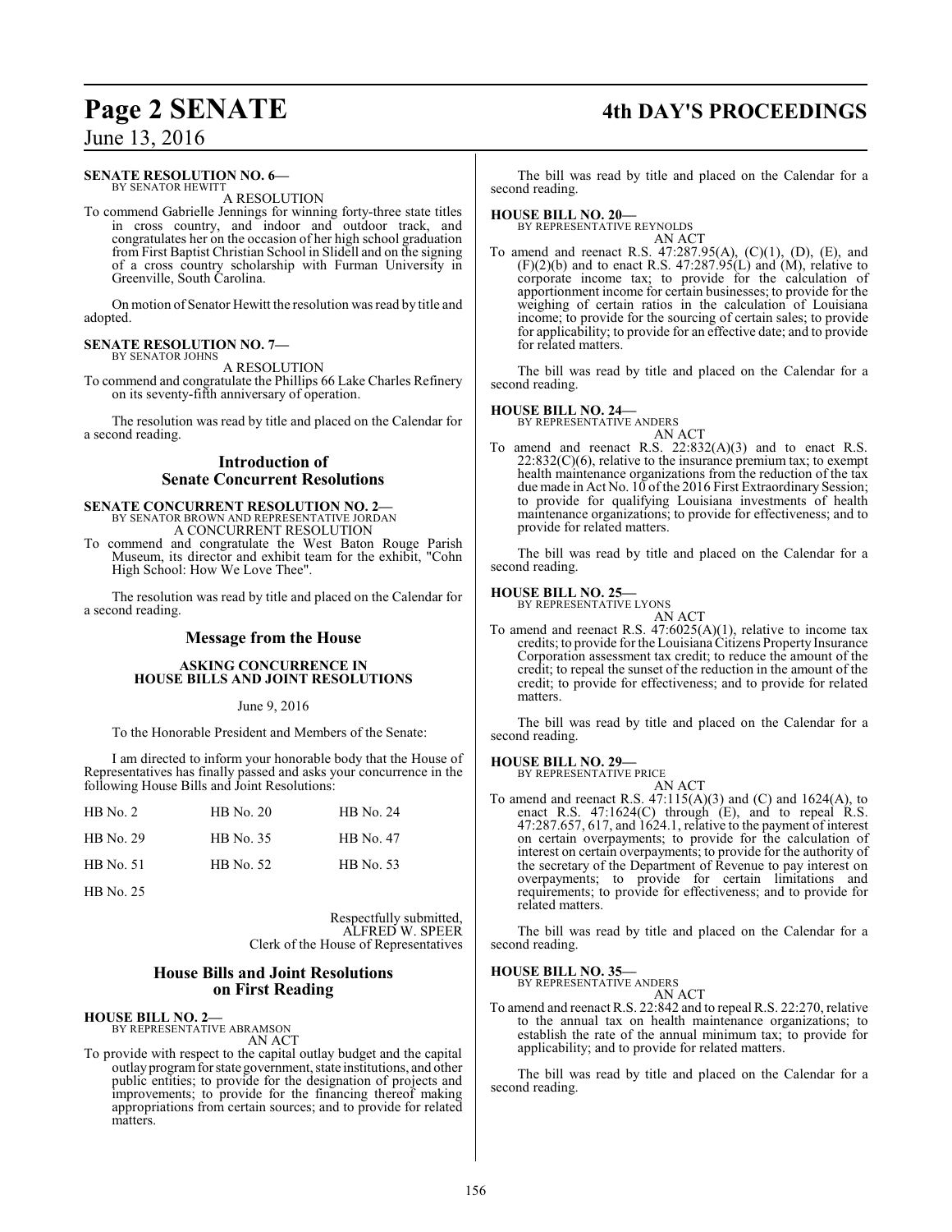**SENATE RESOLUTION NO. 6—**
BY SENATOR HEWITT

A RESOLUTION

To commend Gabrielle Jennings for winning forty-three state titles in cross country, and indoor and outdoor track, and congratulates her on the occasion of her high school graduation from First Baptist Christian School in Slidell and on the signing of a cross country scholarship with Furman University in Greenville, South Carolina.

On motion of Senator Hewitt the resolution was read by title and adopted.

**SENATE RESOLUTION NO. 7—**
BY SENATOR JOHNS

A RESOLUTION

To commend and congratulate the Phillips 66 Lake Charles Refinery on its seventy-fifth anniversary of operation.

The resolution was read by title and placed on the Calendar for a second reading.

## Introduction of Senate Concurrent Resolutions

**SENATE CONCURRENT RESOLUTION NO. 2—**
BY SENATOR BROWN AND REPRESENTATIVE JORDAN

A CONCURRENT RESOLUTION

To commend and congratulate the West Baton Rouge Parish Museum, its director and exhibit team for the exhibit, "Cohn High School: How We Love Thee".

The resolution was read by title and placed on the Calendar for a second reading.

## Message from the House

**ASKING CONCURRENCE IN HOUSE BILLS AND JOINT RESOLUTIONS**

June 9, 2016

To the Honorable President and Members of the Senate:

I am directed to inform your honorable body that the House of Representatives has finally passed and asks your concurrence in the following House Bills and Joint Resolutions:

| | | |
|---|---|---|
| HB No. 2 | HB No. 20 | HB No. 24 |
| HB No. 29 | HB No. 35 | HB No. 47 |
| HB No. 51 | HB No. 52 | HB No. 53 |
| HB No. 25 | | |

Respectfully submitted,
ALFRED W. SPEER
Clerk of the House of Representatives

## House Bills and Joint Resolutions on First Reading

**HOUSE BILL NO. 2—**
BY REPRESENTATIVE ABRAMSON

AN ACT

To provide with respect to the capital outlay budget and the capital outlay program for state government, state institutions, and other public entities; to provide for the designation of projects and improvements; to provide for the financing thereof making appropriations from certain sources; and to provide for related matters.

The bill was read by title and placed on the Calendar for a second reading.

**HOUSE BILL NO. 20—**
BY REPRESENTATIVE REYNOLDS

AN ACT

To amend and reenact R.S. 47:287.95(A), (C)(1), (D), (E), and (F)(2)(b) and to enact R.S. 47:287.95(L) and (M), relative to corporate income tax; to provide for the calculation of apportionment income for certain businesses; to provide for the weighing of certain ratios in the calculation of Louisiana income; to provide for the sourcing of certain sales; to provide for applicability; to provide for an effective date; and to provide for related matters.

The bill was read by title and placed on the Calendar for a second reading.

**HOUSE BILL NO. 24—**
BY REPRESENTATIVE ANDERS

AN ACT

To amend and reenact R.S. 22:832(A)(3) and to enact R.S. 22:832(C)(6), relative to the insurance premium tax; to exempt health maintenance organizations from the reduction of the tax due made in Act No. 10 of the 2016 First Extraordinary Session; to provide for qualifying Louisiana investments of health maintenance organizations; to provide for effectiveness; and to provide for related matters.

The bill was read by title and placed on the Calendar for a second reading.

**HOUSE BILL NO. 25—**
BY REPRESENTATIVE LYONS

AN ACT

To amend and reenact R.S. 47:6025(A)(1), relative to income tax credits; to provide for the Louisiana Citizens Property Insurance Corporation assessment tax credit; to reduce the amount of the credit; to repeal the sunset of the reduction in the amount of the credit; to provide for effectiveness; and to provide for related matters.

The bill was read by title and placed on the Calendar for a second reading.

**HOUSE BILL NO. 29—**
BY REPRESENTATIVE PRICE

AN ACT

To amend and reenact R.S. 47:115(A)(3) and (C) and 1624(A), to enact R.S. 47:1624(C) through (E), and to repeal R.S. 47:287.657, 617, and 1624.1, relative to the payment of interest on certain overpayments; to provide for the calculation of interest on certain overpayments; to provide for the authority of the secretary of the Department of Revenue to pay interest on overpayments; to provide for certain limitations and requirements; to provide for effectiveness; and to provide for related matters.

The bill was read by title and placed on the Calendar for a second reading.

**HOUSE BILL NO. 35—**
BY REPRESENTATIVE ANDERS

AN ACT

To amend and reenact R.S. 22:842 and to repeal R.S. 22:270, relative to the annual tax on health maintenance organizations; to establish the rate of the annual minimum tax; to provide for applicability; and to provide for related matters.

The bill was read by title and placed on the Calendar for a second reading.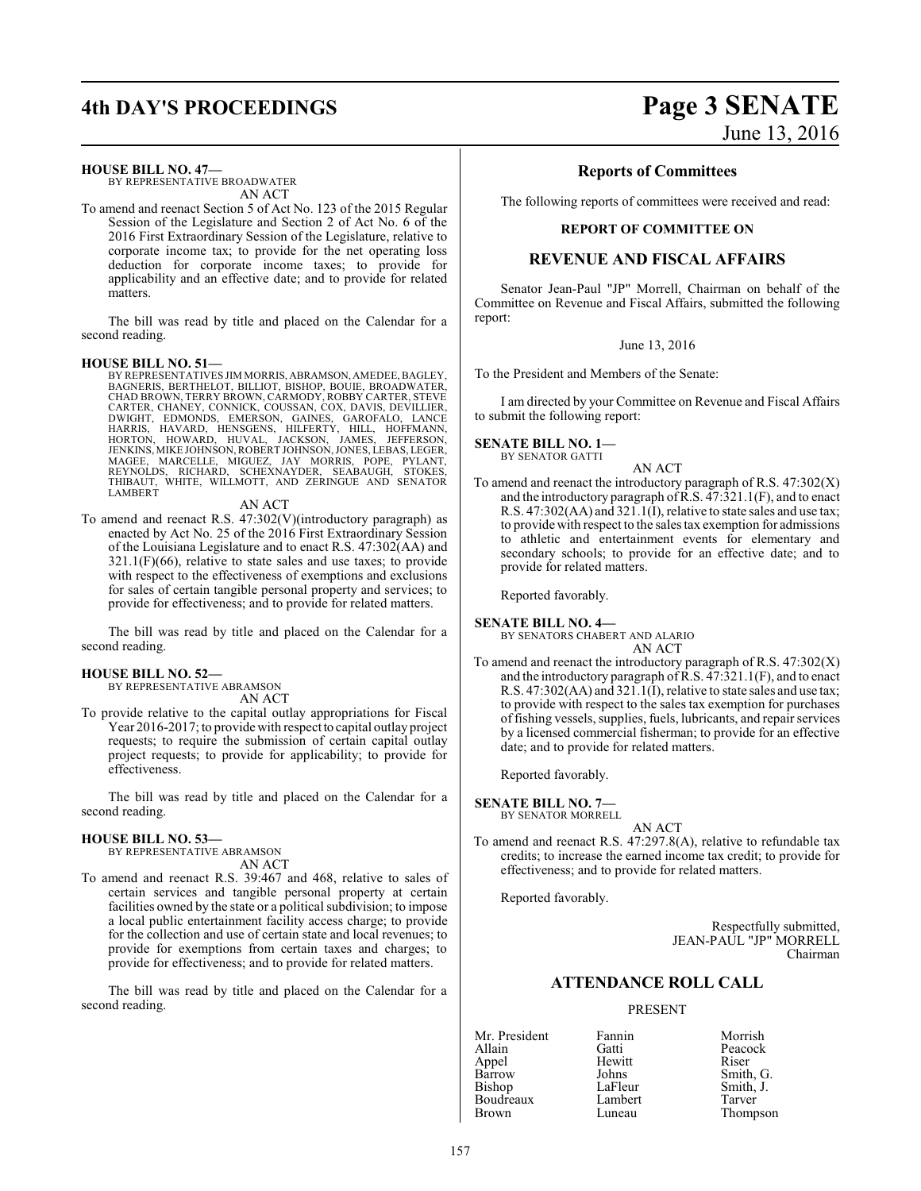**HOUSE BILL NO. 47—**
BY REPRESENTATIVE BROADWATER
AN ACT

To amend and reenact Section 5 of Act No. 123 of the 2015 Regular Session of the Legislature and Section 2 of Act No. 6 of the 2016 First Extraordinary Session of the Legislature, relative to corporate income tax; to provide for the net operating loss deduction for corporate income taxes; to provide for applicability and an effective date; and to provide for related matters.

The bill was read by title and placed on the Calendar for a second reading.

**HOUSE BILL NO. 51—**
BY REPRESENTATIVES JIM MORRIS, ABRAMSON, AMEDEE, BAGLEY, BAGNERIS, BERTHELOT, BILLIOT, BISHOP, BOUIE, BROADWATER, CHAD BROWN, TERRY BROWN, CARMODY, ROBBY CARTER, STEVE CARTER, CHANEY, CONNICK, COUSSAN, COX, DAVIS, DEVILLIER, DWIGHT, EDMONDS, EMERSON, GAINES, GAROFALO, LANCE HARRIS, HAVARD, HENSGENS, HILFERTY, HILL, HOFFMANN, HORTON, HOWARD, HUVAL, JACKSON, JAMES, JEFFERSON, JENKINS, MIKE JOHNSON, ROBERT JOHNSON, JONES, LEBAS, LEGER, MAGEE, MARCELLE, MIGUEZ, JAY MORRIS, POPE, PYLANT, REYNOLDS, RICHARD, SCHEXNAYDER, SEABAUGH, STOKES, THIBAUT, WHITE, WILLMOTT, AND ZERINGUE AND SENATOR LAMBERT
AN ACT

To amend and reenact R.S. 47:302(V)(introductory paragraph) as enacted by Act No. 25 of the 2016 First Extraordinary Session of the Louisiana Legislature and to enact R.S. 47:302(AA) and 321.1(F)(66), relative to state sales and use taxes; to provide with respect to the effectiveness of exemptions and exclusions for sales of certain tangible personal property and services; to provide for effectiveness; and to provide for related matters.

The bill was read by title and placed on the Calendar for a second reading.

**HOUSE BILL NO. 52—**
BY REPRESENTATIVE ABRAMSON
AN ACT

To provide relative to the capital outlay appropriations for Fiscal Year 2016-2017; to provide with respect to capital outlay project requests; to require the submission of certain capital outlay project requests; to provide for applicability; to provide for effectiveness.

The bill was read by title and placed on the Calendar for a second reading.

**HOUSE BILL NO. 53—**
BY REPRESENTATIVE ABRAMSON
AN ACT

To amend and reenact R.S. 39:467 and 468, relative to sales of certain services and tangible personal property at certain facilities owned by the state or a political subdivision; to impose a local public entertainment facility access charge; to provide for the collection and use of certain state and local revenues; to provide for exemptions from certain taxes and charges; to provide for effectiveness; and to provide for related matters.

The bill was read by title and placed on the Calendar for a second reading.

## Reports of Committees

The following reports of committees were received and read:

### REPORT OF COMMITTEE ON

## REVENUE AND FISCAL AFFAIRS

Senator Jean-Paul "JP" Morrell, Chairman on behalf of the Committee on Revenue and Fiscal Affairs, submitted the following report:

June 13, 2016

To the President and Members of the Senate:

I am directed by your Committee on Revenue and Fiscal Affairs to submit the following report:

**SENATE BILL NO. 1—**
BY SENATOR GATTI
AN ACT

To amend and reenact the introductory paragraph of R.S. 47:302(X) and the introductory paragraph of R.S. 47:321.1(F), and to enact R.S. 47:302(AA) and 321.1(I), relative to state sales and use tax; to provide with respect to the sales tax exemption for admissions to athletic and entertainment events for elementary and secondary schools; to provide for an effective date; and to provide for related matters.

Reported favorably.

**SENATE BILL NO. 4—**
BY SENATORS CHABERT AND ALARIO
AN ACT

To amend and reenact the introductory paragraph of R.S. 47:302(X) and the introductory paragraph of R.S. 47:321.1(F), and to enact R.S. 47:302(AA) and 321.1(I), relative to state sales and use tax; to provide with respect to the sales tax exemption for purchases of fishing vessels, supplies, fuels, lubricants, and repair services by a licensed commercial fisherman; to provide for an effective date; and to provide for related matters.

Reported favorably.

**SENATE BILL NO. 7—**
BY SENATOR MORRELL
AN ACT

To amend and reenact R.S. 47:297.8(A), relative to refundable tax credits; to increase the earned income tax credit; to provide for effectiveness; and to provide for related matters.

Reported favorably.

Respectfully submitted,
JEAN-PAUL "JP" MORRELL
Chairman

## ATTENDANCE ROLL CALL

PRESENT

| | | |
|---|---|---|
| Mr. President | Fannin | Morrish |
| Allain | Gatti | Peacock |
| Appel | Hewitt | Riser |
| Barrow | Johns | Smith, G. |
| Bishop | LaFleur | Smith, J. |
| Boudreaux | Lambert | Tarver |
| Brown | Luneau | Thompson |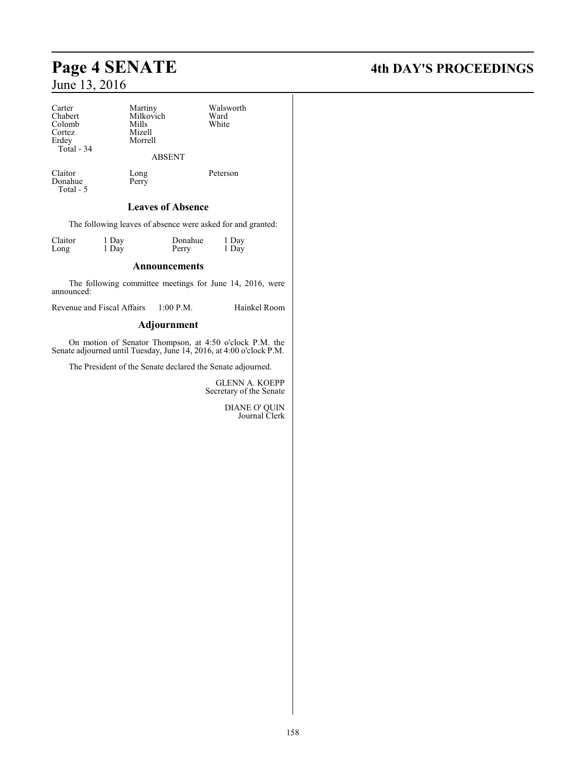| | | |
|---|---|---|
| Carter | Martiny | Walsworth |
| Chabert | Milkovich | Ward |
| Colomb | Mills | White |
| Cortez | Mizell | |
| Erdey | Morrell | |

Total - 34

ABSENT

| | | |
|---|---|---|
| Claitor | Long | Peterson |
| Donahue | Perry | |

Total - 5

## Leaves of Absence

The following leaves of absence were asked for and granted:

| | | | |
|---|---|---|---|
| Claitor | 1 Day | Donahue | 1 Day |
| Long | 1 Day | Perry | 1 Day |

## Announcements

The following committee meetings for June 14, 2016, were announced:

Revenue and Fiscal Affairs 1:00 P.M. Hainkel Room

## Adjournment

On motion of Senator Thompson, at 4:50 o'clock P.M. the Senate adjourned until Tuesday, June 14, 2016, at 4:00 o'clock P.M.

The President of the Senate declared the Senate adjourned.

GLENN A. KOEPP
Secretary of the Senate

DIANE O' QUIN
Journal Clerk